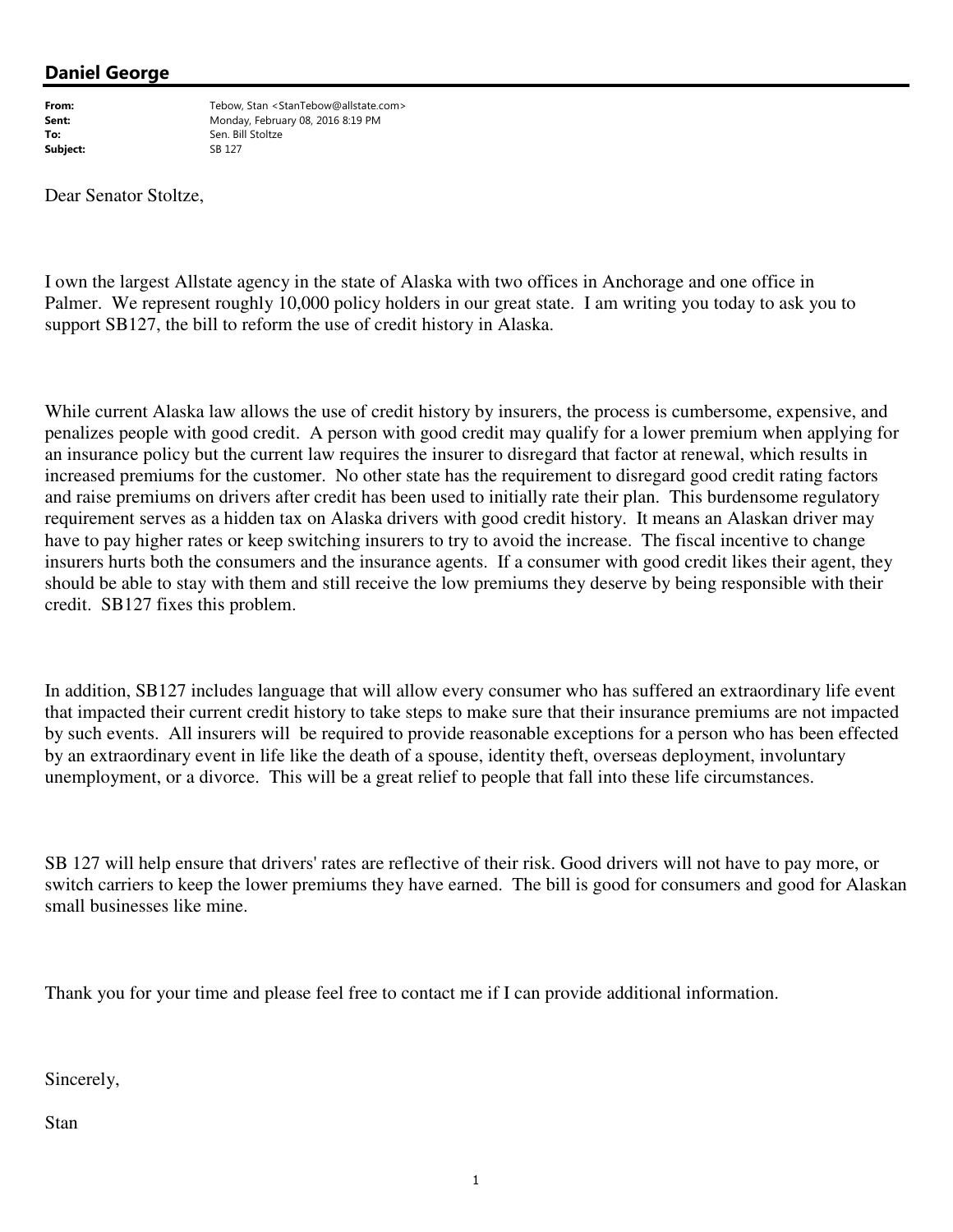## Daniel George

**From:** Tebow, Stan <StanTebow@allstate.com>
**Sent:** Monday, February 08, 2016 8:19 PM
**To:** Sen. Bill Stoltze
**Subject:** SB 127

Dear Senator Stoltze,

I own the largest Allstate agency in the state of Alaska with two offices in Anchorage and one office in Palmer. We represent roughly 10,000 policy holders in our great state. I am writing you today to ask you to support SB127, the bill to reform the use of credit history in Alaska.

While current Alaska law allows the use of credit history by insurers, the process is cumbersome, expensive, and penalizes people with good credit. A person with good credit may qualify for a lower premium when applying for an insurance policy but the current law requires the insurer to disregard that factor at renewal, which results in increased premiums for the customer. No other state has the requirement to disregard good credit rating factors and raise premiums on drivers after credit has been used to initially rate their plan. This burdensome regulatory requirement serves as a hidden tax on Alaska drivers with good credit history. It means an Alaskan driver may have to pay higher rates or keep switching insurers to try to avoid the increase. The fiscal incentive to change insurers hurts both the consumers and the insurance agents. If a consumer with good credit likes their agent, they should be able to stay with them and still receive the low premiums they deserve by being responsible with their credit. SB127 fixes this problem.

In addition, SB127 includes language that will allow every consumer who has suffered an extraordinary life event that impacted their current credit history to take steps to make sure that their insurance premiums are not impacted by such events. All insurers will be required to provide reasonable exceptions for a person who has been effected by an extraordinary event in life like the death of a spouse, identity theft, overseas deployment, involuntary unemployment, or a divorce. This will be a great relief to people that fall into these life circumstances.

SB 127 will help ensure that drivers' rates are reflective of their risk. Good drivers will not have to pay more, or switch carriers to keep the lower premiums they have earned. The bill is good for consumers and good for Alaskan small businesses like mine.

Thank you for your time and please feel free to contact me if I can provide additional information.

Sincerely,

Stan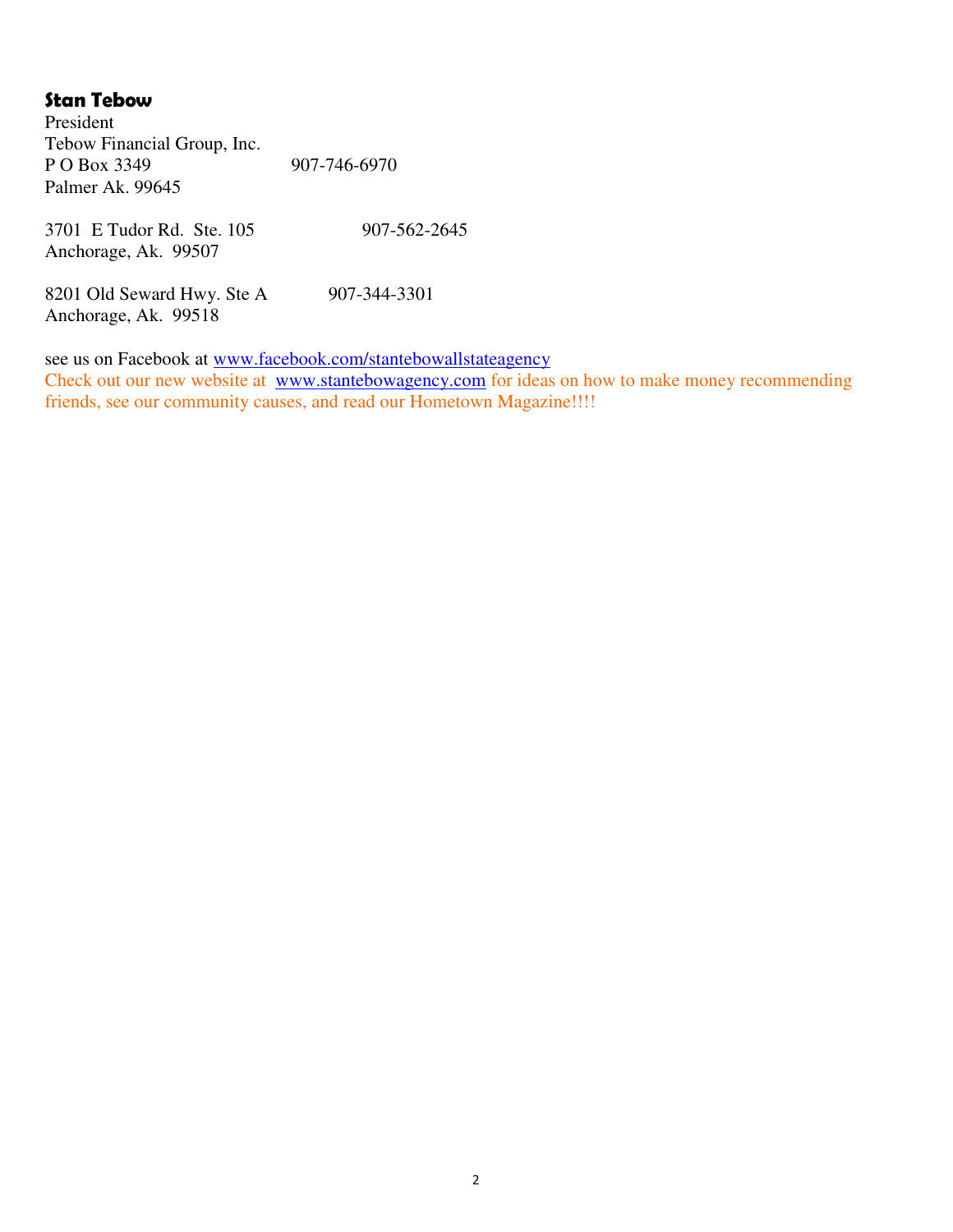**Stan Tebow**
President
Tebow Financial Group, Inc.
P O Box 3349 907-746-6970
Palmer Ak. 99645

3701 E Tudor Rd. Ste. 105 907-562-2645
Anchorage, Ak. 99507

8201 Old Seward Hwy. Ste A 907-344-3301
Anchorage, Ak. 99518

see us on Facebook at www.facebook.com/stantebowallstateagency
Check out our new website at www.stantebowagency.com for ideas on how to make money recommending friends, see our community causes, and read our Hometown Magazine!!!!